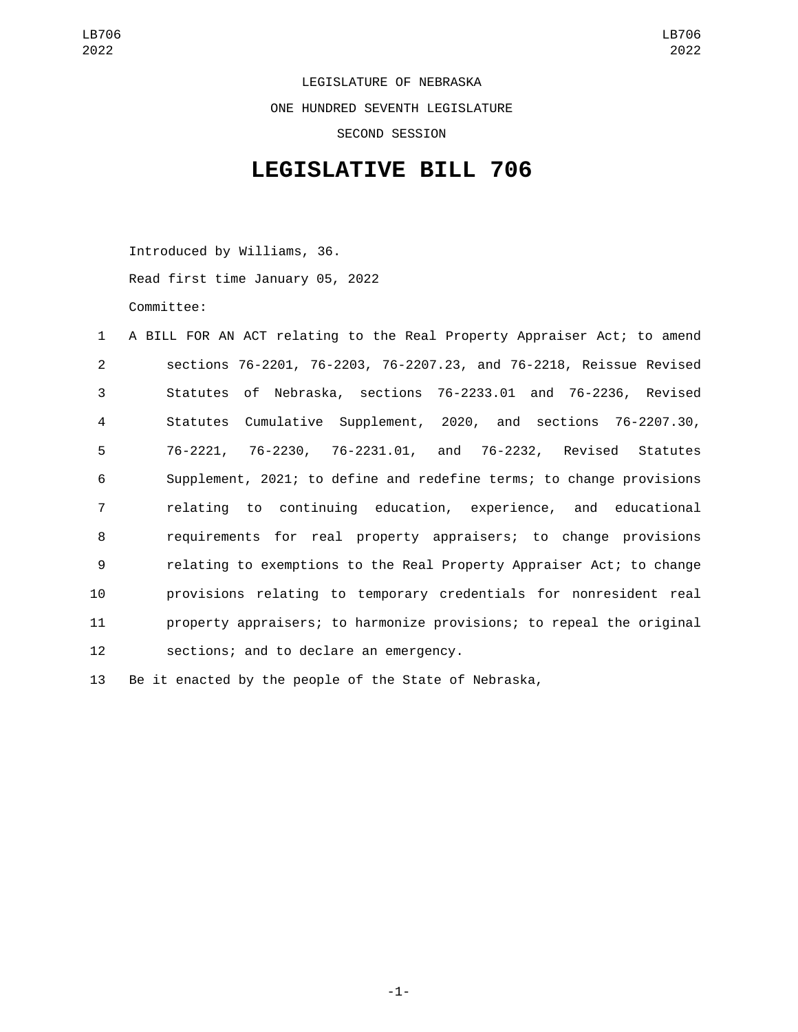LEGISLATURE OF NEBRASKA

ONE HUNDRED SEVENTH LEGISLATURE

SECOND SESSION

# LEGISLATIVE BILL 706

Introduced by Williams, 36.

Read first time January 05, 2022

Committee:

A BILL FOR AN ACT relating to the Real Property Appraiser Act; to amend sections 76-2201, 76-2203, 76-2207.23, and 76-2218, Reissue Revised Statutes of Nebraska, sections 76-2233.01 and 76-2236, Revised Statutes Cumulative Supplement, 2020, and sections 76-2207.30, 76-2221, 76-2230, 76-2231.01, and 76-2232, Revised Statutes Supplement, 2021; to define and redefine terms; to change provisions relating to continuing education, experience, and educational requirements for real property appraisers; to change provisions relating to exemptions to the Real Property Appraiser Act; to change provisions relating to temporary credentials for nonresident real property appraisers; to harmonize provisions; to repeal the original sections; and to declare an emergency.

Be it enacted by the people of the State of Nebraska,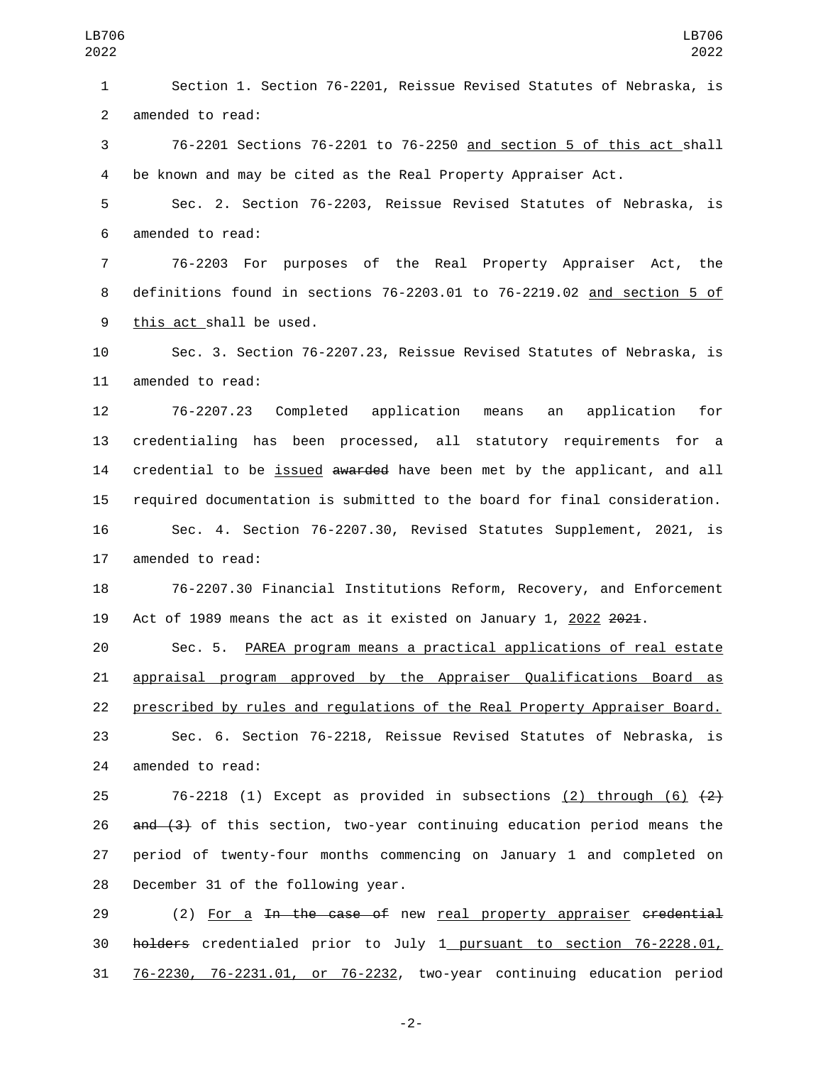Section 1. Section 76-2201, Reissue Revised Statutes of Nebraska, is amended to read:

76-2201 Sections 76-2201 to 76-2250 <u>and section 5 of this act</u> shall be known and may be cited as the Real Property Appraiser Act.

Sec. 2. Section 76-2203, Reissue Revised Statutes of Nebraska, is amended to read:

76-2203 For purposes of the Real Property Appraiser Act, the definitions found in sections 76-2203.01 to 76-2219.02 <u>and section 5 of this act</u> shall be used.

Sec. 3. Section 76-2207.23, Reissue Revised Statutes of Nebraska, is amended to read:

76-2207.23 Completed application means an application for credentialing has been processed, all statutory requirements for a credential to be <u>issued</u> ~~awarded~~ have been met by the applicant, and all required documentation is submitted to the board for final consideration.

Sec. 4. Section 76-2207.30, Revised Statutes Supplement, 2021, is amended to read:

76-2207.30 Financial Institutions Reform, Recovery, and Enforcement Act of 1989 means the act as it existed on January 1, <u>2022</u> ~~2021~~.

Sec. 5. <u>PAREA program means a practical applications of real estate appraisal program approved by the Appraiser Qualifications Board as prescribed by rules and regulations of the Real Property Appraiser Board.</u>

Sec. 6. Section 76-2218, Reissue Revised Statutes of Nebraska, is amended to read:

76-2218 (1) Except as provided in subsections <u>(2) through (6)</u> ~~(2) and (3)~~ of this section, two-year continuing education period means the period of twenty-four months commencing on January 1 and completed on December 31 of the following year.

(2) <u>For a</u> ~~In the case of~~ new <u>real property appraiser</u> ~~credential holders~~ credentialed prior to July 1 <u>pursuant to section 76-2228.01, 76-2230, 76-2231.01, or 76-2232</u>, two-year continuing education period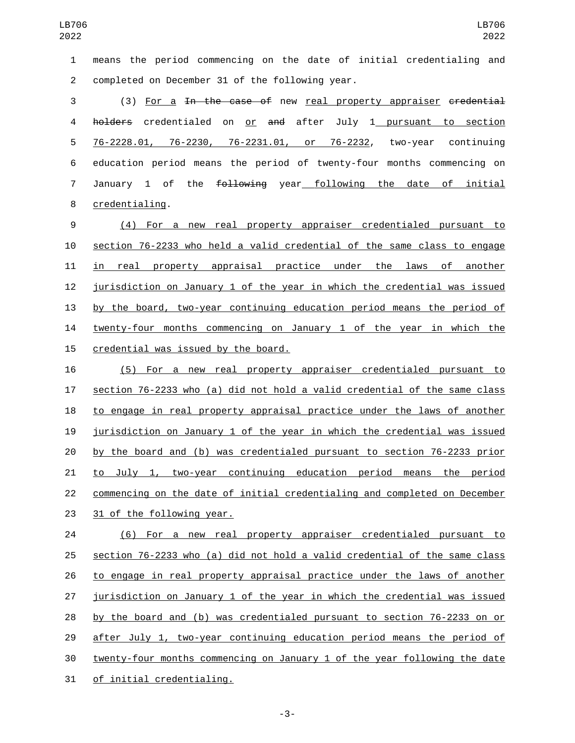means the period commencing on the date of initial credentialing and completed on December 31 of the following year.

(3) For a ~~In the case of~~ new real property appraiser ~~credential holders~~ credentialed on or ~~and~~ after July 1 pursuant to section 76-2228.01, 76-2230, 76-2231.01, or 76-2232, two-year continuing education period means the period of twenty-four months commencing on January 1 of the ~~following~~ year following the date of initial credentialing.

(4) For a new real property appraiser credentialed pursuant to section 76-2233 who held a valid credential of the same class to engage in real property appraisal practice under the laws of another jurisdiction on January 1 of the year in which the credential was issued by the board, two-year continuing education period means the period of twenty-four months commencing on January 1 of the year in which the credential was issued by the board.

(5) For a new real property appraiser credentialed pursuant to section 76-2233 who (a) did not hold a valid credential of the same class to engage in real property appraisal practice under the laws of another jurisdiction on January 1 of the year in which the credential was issued by the board and (b) was credentialed pursuant to section 76-2233 prior to July 1, two-year continuing education period means the period commencing on the date of initial credentialing and completed on December 31 of the following year.

(6) For a new real property appraiser credentialed pursuant to section 76-2233 who (a) did not hold a valid credential of the same class to engage in real property appraisal practice under the laws of another jurisdiction on January 1 of the year in which the credential was issued by the board and (b) was credentialed pursuant to section 76-2233 on or after July 1, two-year continuing education period means the period of twenty-four months commencing on January 1 of the year following the date of initial credentialing.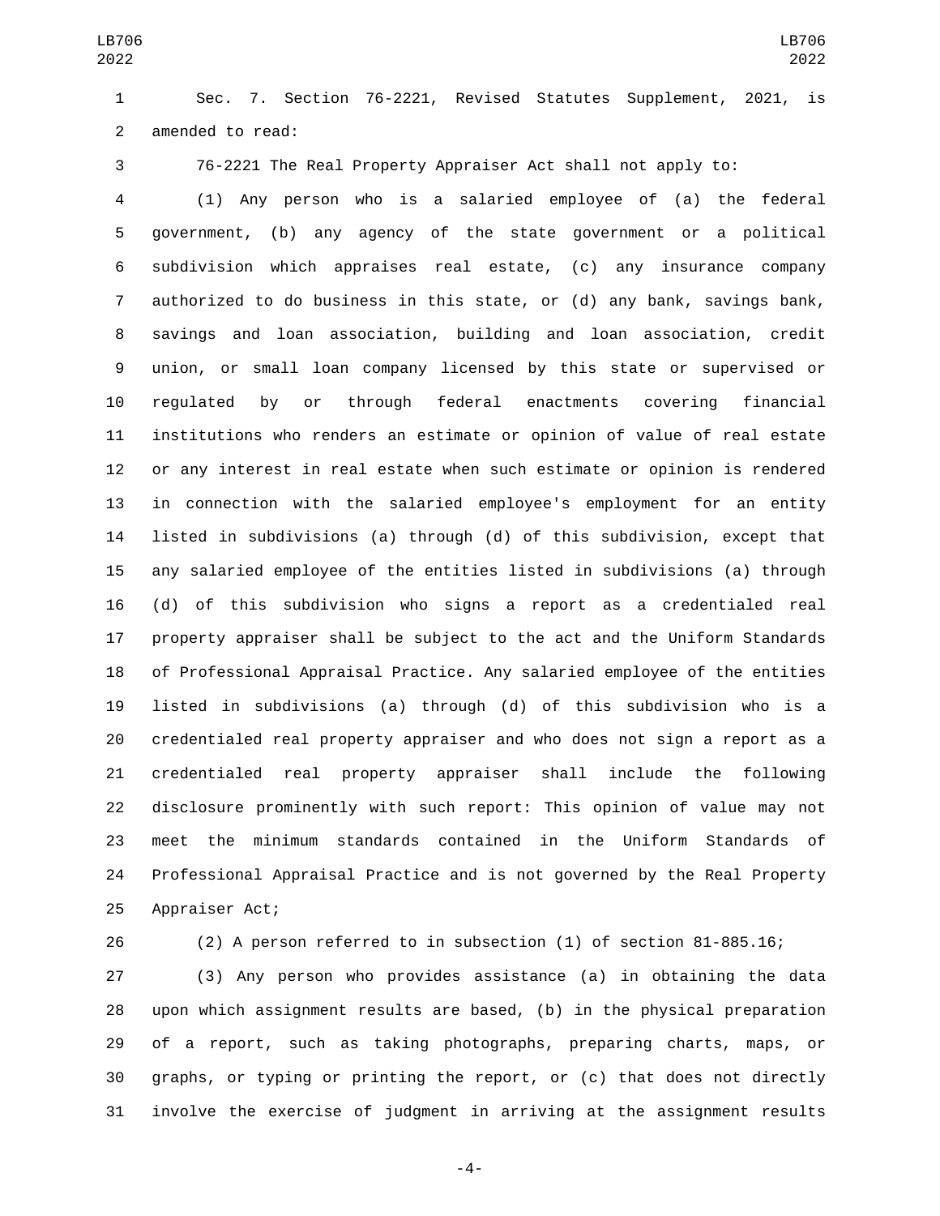Sec. 7. Section 76-2221, Revised Statutes Supplement, 2021, is amended to read:

76-2221 The Real Property Appraiser Act shall not apply to:

(1) Any person who is a salaried employee of (a) the federal government, (b) any agency of the state government or a political subdivision which appraises real estate, (c) any insurance company authorized to do business in this state, or (d) any bank, savings bank, savings and loan association, building and loan association, credit union, or small loan company licensed by this state or supervised or regulated by or through federal enactments covering financial institutions who renders an estimate or opinion of value of real estate or any interest in real estate when such estimate or opinion is rendered in connection with the salaried employee's employment for an entity listed in subdivisions (a) through (d) of this subdivision, except that any salaried employee of the entities listed in subdivisions (a) through (d) of this subdivision who signs a report as a credentialed real property appraiser shall be subject to the act and the Uniform Standards of Professional Appraisal Practice. Any salaried employee of the entities listed in subdivisions (a) through (d) of this subdivision who is a credentialed real property appraiser and who does not sign a report as a credentialed real property appraiser shall include the following disclosure prominently with such report: This opinion of value may not meet the minimum standards contained in the Uniform Standards of Professional Appraisal Practice and is not governed by the Real Property Appraiser Act;

(2) A person referred to in subsection (1) of section 81-885.16;

(3) Any person who provides assistance (a) in obtaining the data upon which assignment results are based, (b) in the physical preparation of a report, such as taking photographs, preparing charts, maps, or graphs, or typing or printing the report, or (c) that does not directly involve the exercise of judgment in arriving at the assignment results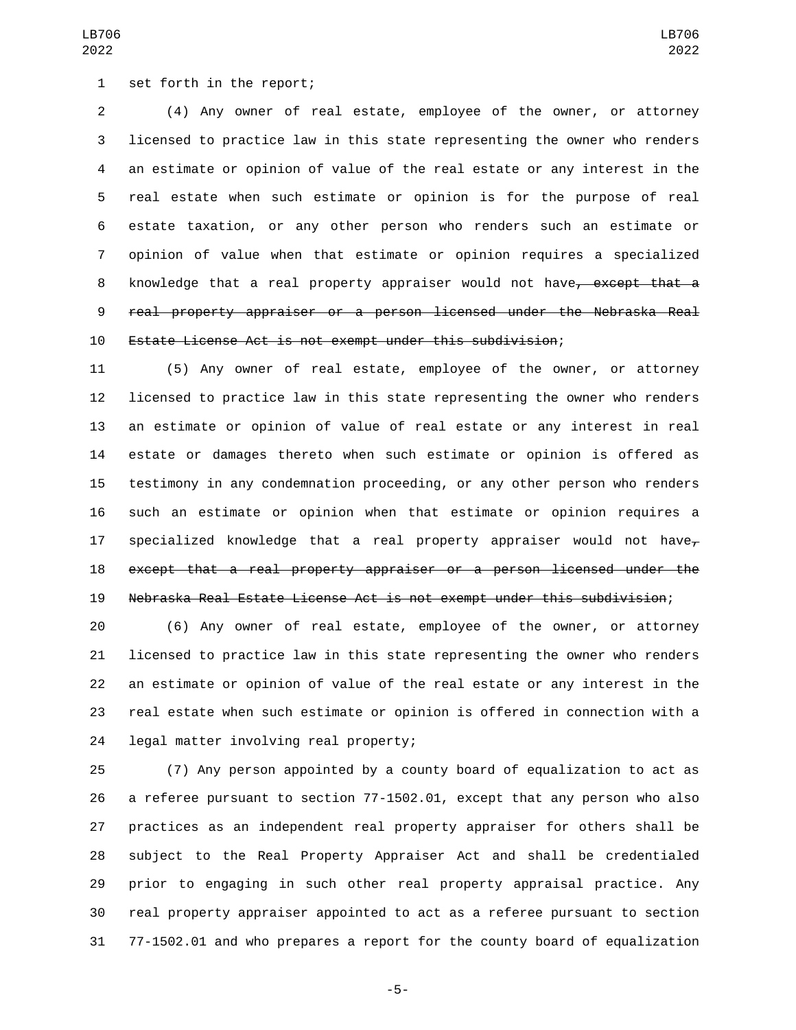set forth in the report;

(4) Any owner of real estate, employee of the owner, or attorney licensed to practice law in this state representing the owner who renders an estimate or opinion of value of the real estate or any interest in the real estate when such estimate or opinion is for the purpose of real estate taxation, or any other person who renders such an estimate or opinion of value when that estimate or opinion requires a specialized knowledge that a real property appraiser would not have~~, except that a real property appraiser or a person licensed under the Nebraska Real Estate License Act is not exempt under this subdivision~~;

(5) Any owner of real estate, employee of the owner, or attorney licensed to practice law in this state representing the owner who renders an estimate or opinion of value of real estate or any interest in real estate or damages thereto when such estimate or opinion is offered as testimony in any condemnation proceeding, or any other person who renders such an estimate or opinion when that estimate or opinion requires a specialized knowledge that a real property appraiser would not have~~, except that a real property appraiser or a person licensed under the Nebraska Real Estate License Act is not exempt under this subdivision~~;

(6) Any owner of real estate, employee of the owner, or attorney licensed to practice law in this state representing the owner who renders an estimate or opinion of value of the real estate or any interest in the real estate when such estimate or opinion is offered in connection with a legal matter involving real property;

(7) Any person appointed by a county board of equalization to act as a referee pursuant to section 77-1502.01, except that any person who also practices as an independent real property appraiser for others shall be subject to the Real Property Appraiser Act and shall be credentialed prior to engaging in such other real property appraisal practice. Any real property appraiser appointed to act as a referee pursuant to section 77-1502.01 and who prepares a report for the county board of equalization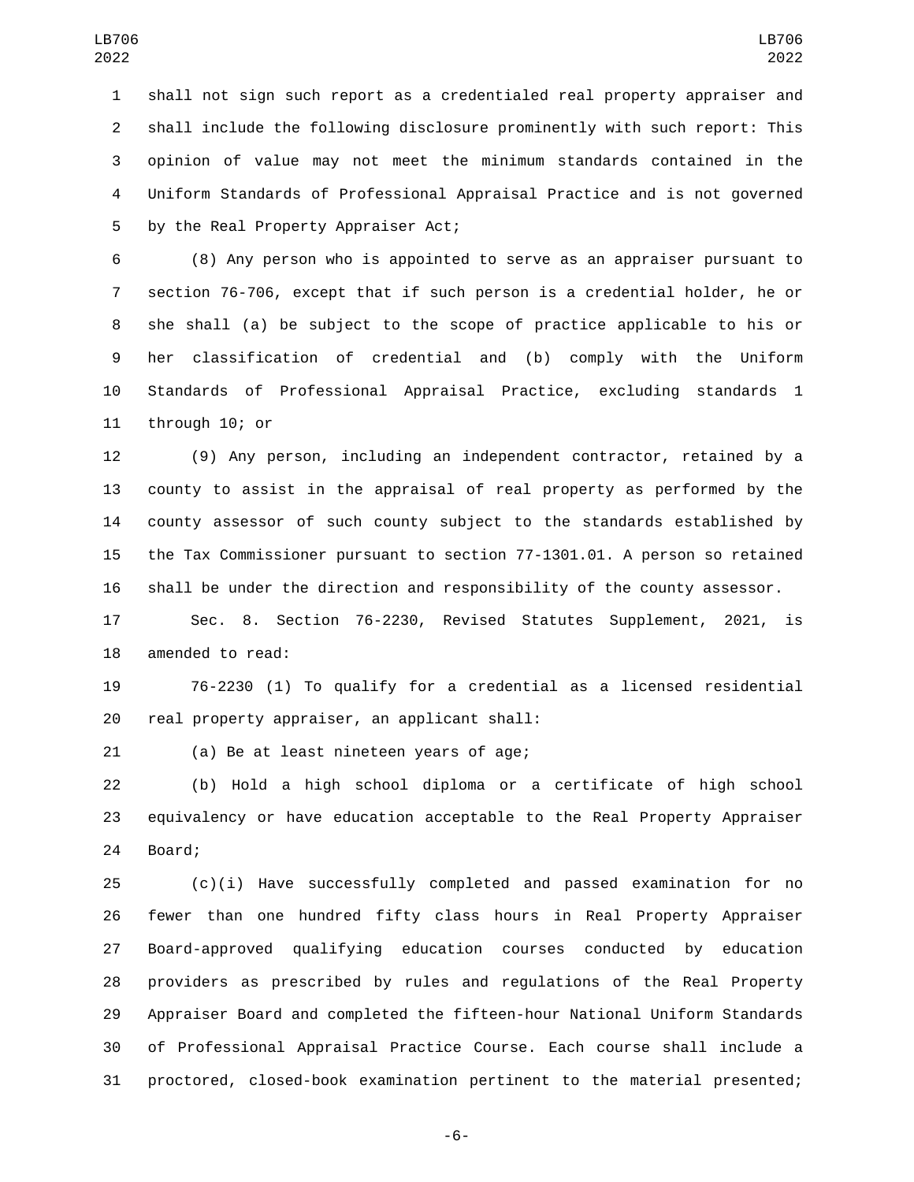shall not sign such report as a credentialed real property appraiser and shall include the following disclosure prominently with such report: This opinion of value may not meet the minimum standards contained in the Uniform Standards of Professional Appraisal Practice and is not governed by the Real Property Appraiser Act;

(8) Any person who is appointed to serve as an appraiser pursuant to section 76-706, except that if such person is a credential holder, he or she shall (a) be subject to the scope of practice applicable to his or her classification of credential and (b) comply with the Uniform Standards of Professional Appraisal Practice, excluding standards 1 through 10; or

(9) Any person, including an independent contractor, retained by a county to assist in the appraisal of real property as performed by the county assessor of such county subject to the standards established by the Tax Commissioner pursuant to section 77-1301.01. A person so retained shall be under the direction and responsibility of the county assessor.

Sec. 8. Section 76-2230, Revised Statutes Supplement, 2021, is amended to read:

76-2230 (1) To qualify for a credential as a licensed residential real property appraiser, an applicant shall:

(a) Be at least nineteen years of age;

(b) Hold a high school diploma or a certificate of high school equivalency or have education acceptable to the Real Property Appraiser Board;

(c)(i) Have successfully completed and passed examination for no fewer than one hundred fifty class hours in Real Property Appraiser Board-approved qualifying education courses conducted by education providers as prescribed by rules and regulations of the Real Property Appraiser Board and completed the fifteen-hour National Uniform Standards of Professional Appraisal Practice Course. Each course shall include a proctored, closed-book examination pertinent to the material presented;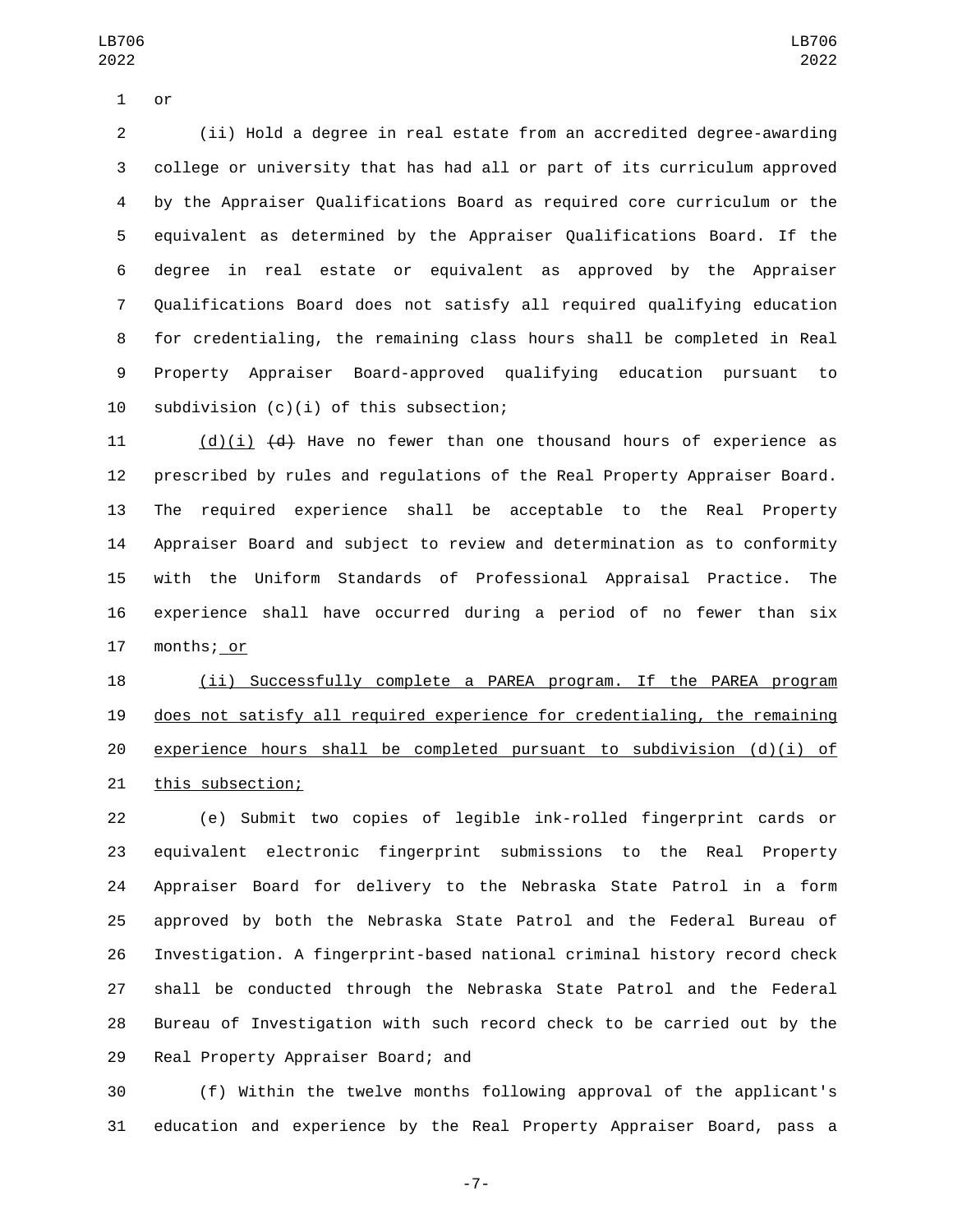or

(ii) Hold a degree in real estate from an accredited degree-awarding college or university that has had all or part of its curriculum approved by the Appraiser Qualifications Board as required core curriculum or the equivalent as determined by the Appraiser Qualifications Board. If the degree in real estate or equivalent as approved by the Appraiser Qualifications Board does not satisfy all required qualifying education for credentialing, the remaining class hours shall be completed in Real Property Appraiser Board-approved qualifying education pursuant to subdivision (c)(i) of this subsection;

(d)(i) ~~(d)~~ Have no fewer than one thousand hours of experience as prescribed by rules and regulations of the Real Property Appraiser Board. The required experience shall be acceptable to the Real Property Appraiser Board and subject to review and determination as to conformity with the Uniform Standards of Professional Appraisal Practice. The experience shall have occurred during a period of no fewer than six months; or

(ii) Successfully complete a PAREA program. If the PAREA program does not satisfy all required experience for credentialing, the remaining experience hours shall be completed pursuant to subdivision (d)(i) of this subsection;

(e) Submit two copies of legible ink-rolled fingerprint cards or equivalent electronic fingerprint submissions to the Real Property Appraiser Board for delivery to the Nebraska State Patrol in a form approved by both the Nebraska State Patrol and the Federal Bureau of Investigation. A fingerprint-based national criminal history record check shall be conducted through the Nebraska State Patrol and the Federal Bureau of Investigation with such record check to be carried out by the Real Property Appraiser Board; and

(f) Within the twelve months following approval of the applicant's education and experience by the Real Property Appraiser Board, pass a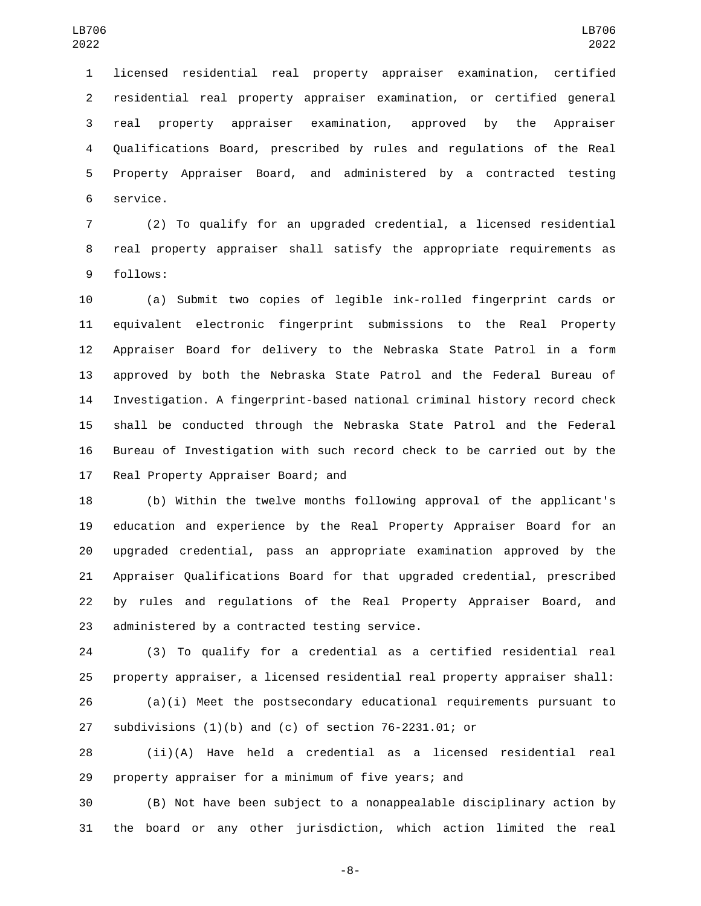licensed residential real property appraiser examination, certified residential real property appraiser examination, or certified general real property appraiser examination, approved by the Appraiser Qualifications Board, prescribed by rules and regulations of the Real Property Appraiser Board, and administered by a contracted testing service.

(2) To qualify for an upgraded credential, a licensed residential real property appraiser shall satisfy the appropriate requirements as follows:

(a) Submit two copies of legible ink-rolled fingerprint cards or equivalent electronic fingerprint submissions to the Real Property Appraiser Board for delivery to the Nebraska State Patrol in a form approved by both the Nebraska State Patrol and the Federal Bureau of Investigation. A fingerprint-based national criminal history record check shall be conducted through the Nebraska State Patrol and the Federal Bureau of Investigation with such record check to be carried out by the Real Property Appraiser Board; and

(b) Within the twelve months following approval of the applicant's education and experience by the Real Property Appraiser Board for an upgraded credential, pass an appropriate examination approved by the Appraiser Qualifications Board for that upgraded credential, prescribed by rules and regulations of the Real Property Appraiser Board, and administered by a contracted testing service.

(3) To qualify for a credential as a certified residential real property appraiser, a licensed residential real property appraiser shall:

(a)(i) Meet the postsecondary educational requirements pursuant to subdivisions (1)(b) and (c) of section 76-2231.01; or

(ii)(A) Have held a credential as a licensed residential real property appraiser for a minimum of five years; and

(B) Not have been subject to a nonappealable disciplinary action by the board or any other jurisdiction, which action limited the real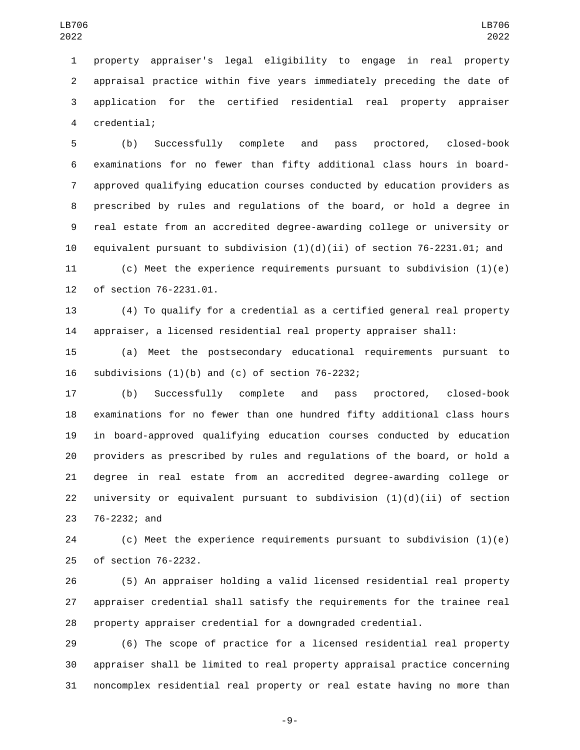property appraiser's legal eligibility to engage in real property appraisal practice within five years immediately preceding the date of application for the certified residential real property appraiser credential;

(b) Successfully complete and pass proctored, closed-book examinations for no fewer than fifty additional class hours in board-approved qualifying education courses conducted by education providers as prescribed by rules and regulations of the board, or hold a degree in real estate from an accredited degree-awarding college or university or equivalent pursuant to subdivision (1)(d)(ii) of section 76-2231.01; and

(c) Meet the experience requirements pursuant to subdivision (1)(e) of section 76-2231.01.

(4) To qualify for a credential as a certified general real property appraiser, a licensed residential real property appraiser shall:

(a) Meet the postsecondary educational requirements pursuant to subdivisions (1)(b) and (c) of section 76-2232;

(b) Successfully complete and pass proctored, closed-book examinations for no fewer than one hundred fifty additional class hours in board-approved qualifying education courses conducted by education providers as prescribed by rules and regulations of the board, or hold a degree in real estate from an accredited degree-awarding college or university or equivalent pursuant to subdivision (1)(d)(ii) of section 76-2232; and

(c) Meet the experience requirements pursuant to subdivision (1)(e) of section 76-2232.

(5) An appraiser holding a valid licensed residential real property appraiser credential shall satisfy the requirements for the trainee real property appraiser credential for a downgraded credential.

(6) The scope of practice for a licensed residential real property appraiser shall be limited to real property appraisal practice concerning noncomplex residential real property or real estate having no more than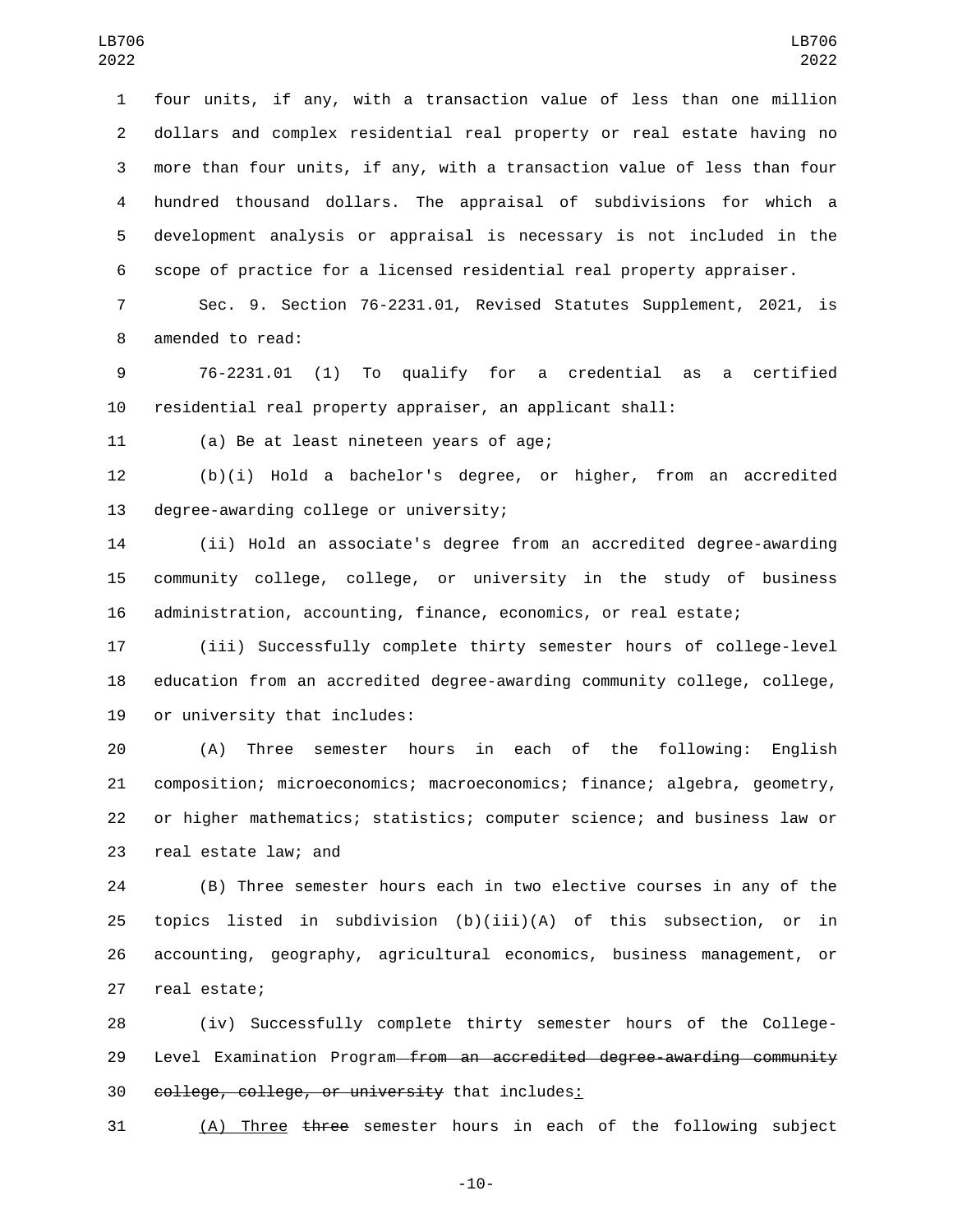four units, if any, with a transaction value of less than one million dollars and complex residential real property or real estate having no more than four units, if any, with a transaction value of less than four hundred thousand dollars. The appraisal of subdivisions for which a development analysis or appraisal is necessary is not included in the scope of practice for a licensed residential real property appraiser.

Sec. 9. Section 76-2231.01, Revised Statutes Supplement, 2021, is amended to read:

76-2231.01 (1) To qualify for a credential as a certified residential real property appraiser, an applicant shall:

(a) Be at least nineteen years of age;

(b)(i) Hold a bachelor's degree, or higher, from an accredited degree-awarding college or university;

(ii) Hold an associate's degree from an accredited degree-awarding community college, college, or university in the study of business administration, accounting, finance, economics, or real estate;

(iii) Successfully complete thirty semester hours of college-level education from an accredited degree-awarding community college, college, or university that includes:

(A) Three semester hours in each of the following: English composition; microeconomics; macroeconomics; finance; algebra, geometry, or higher mathematics; statistics; computer science; and business law or real estate law; and

(B) Three semester hours each in two elective courses in any of the topics listed in subdivision (b)(iii)(A) of this subsection, or in accounting, geography, agricultural economics, business management, or real estate;

(iv) Successfully complete thirty semester hours of the College-Level Examination Program ~~from an accredited degree-awarding community college, college, or university~~ that includes:

(A) Three ~~three~~ semester hours in each of the following subject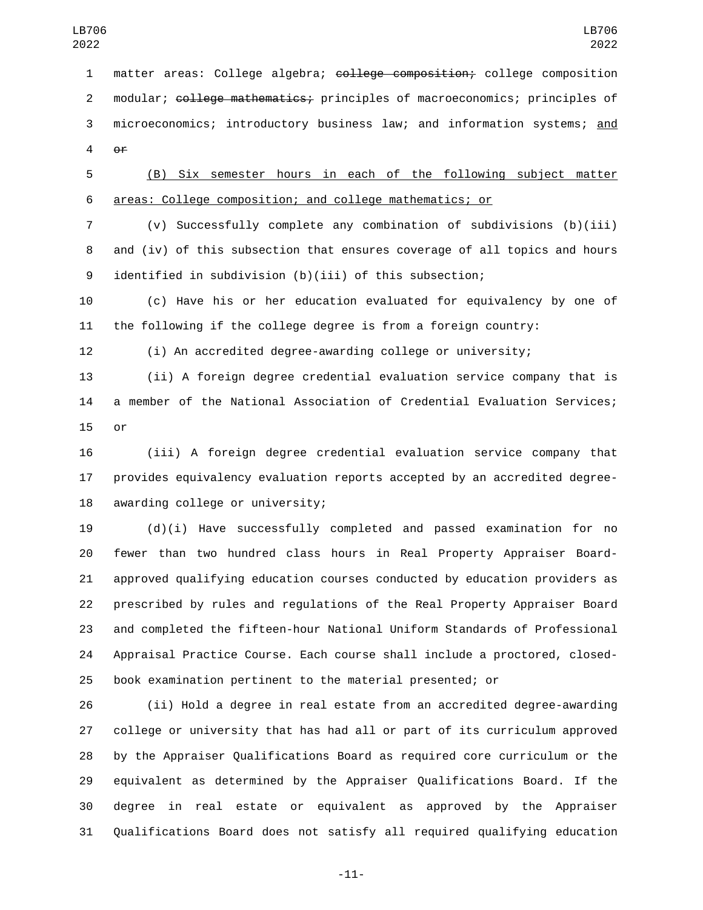matter areas: College algebra; ~~college composition;~~ college composition modular; ~~college mathematics;~~ principles of macroeconomics; principles of microeconomics; introductory business law; and information systems; <u>and</u> ~~or~~

<u>(B) Six semester hours in each of the following subject matter areas: College composition; and college mathematics; or</u>

(v) Successfully complete any combination of subdivisions (b)(iii) and (iv) of this subsection that ensures coverage of all topics and hours identified in subdivision (b)(iii) of this subsection;

(c) Have his or her education evaluated for equivalency by one of the following if the college degree is from a foreign country:

(i) An accredited degree-awarding college or university;

(ii) A foreign degree credential evaluation service company that is a member of the National Association of Credential Evaluation Services; or

(iii) A foreign degree credential evaluation service company that provides equivalency evaluation reports accepted by an accredited degree-awarding college or university;

(d)(i) Have successfully completed and passed examination for no fewer than two hundred class hours in Real Property Appraiser Board-approved qualifying education courses conducted by education providers as prescribed by rules and regulations of the Real Property Appraiser Board and completed the fifteen-hour National Uniform Standards of Professional Appraisal Practice Course. Each course shall include a proctored, closed-book examination pertinent to the material presented; or

(ii) Hold a degree in real estate from an accredited degree-awarding college or university that has had all or part of its curriculum approved by the Appraiser Qualifications Board as required core curriculum or the equivalent as determined by the Appraiser Qualifications Board. If the degree in real estate or equivalent as approved by the Appraiser Qualifications Board does not satisfy all required qualifying education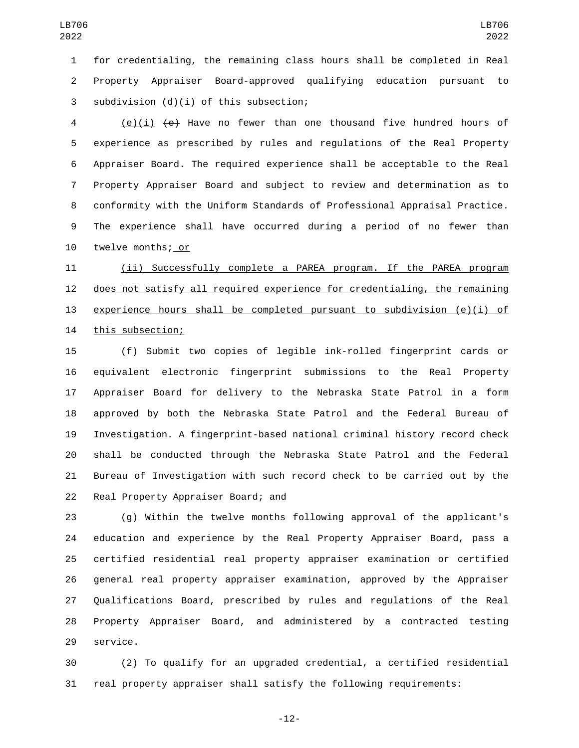for credentialing, the remaining class hours shall be completed in Real Property Appraiser Board-approved qualifying education pursuant to subdivision (d)(i) of this subsection;

<u>(e)(i)</u> ~~(e)~~ Have no fewer than one thousand five hundred hours of experience as prescribed by rules and regulations of the Real Property Appraiser Board. The required experience shall be acceptable to the Real Property Appraiser Board and subject to review and determination as to conformity with the Uniform Standards of Professional Appraisal Practice. The experience shall have occurred during a period of no fewer than twelve months;<u> or</u>

<u>(ii) Successfully complete a PAREA program. If the PAREA program does not satisfy all required experience for credentialing, the remaining experience hours shall be completed pursuant to subdivision (e)(i) of this subsection;</u>

(f) Submit two copies of legible ink-rolled fingerprint cards or equivalent electronic fingerprint submissions to the Real Property Appraiser Board for delivery to the Nebraska State Patrol in a form approved by both the Nebraska State Patrol and the Federal Bureau of Investigation. A fingerprint-based national criminal history record check shall be conducted through the Nebraska State Patrol and the Federal Bureau of Investigation with such record check to be carried out by the Real Property Appraiser Board; and

(g) Within the twelve months following approval of the applicant's education and experience by the Real Property Appraiser Board, pass a certified residential real property appraiser examination or certified general real property appraiser examination, approved by the Appraiser Qualifications Board, prescribed by rules and regulations of the Real Property Appraiser Board, and administered by a contracted testing service.

(2) To qualify for an upgraded credential, a certified residential real property appraiser shall satisfy the following requirements: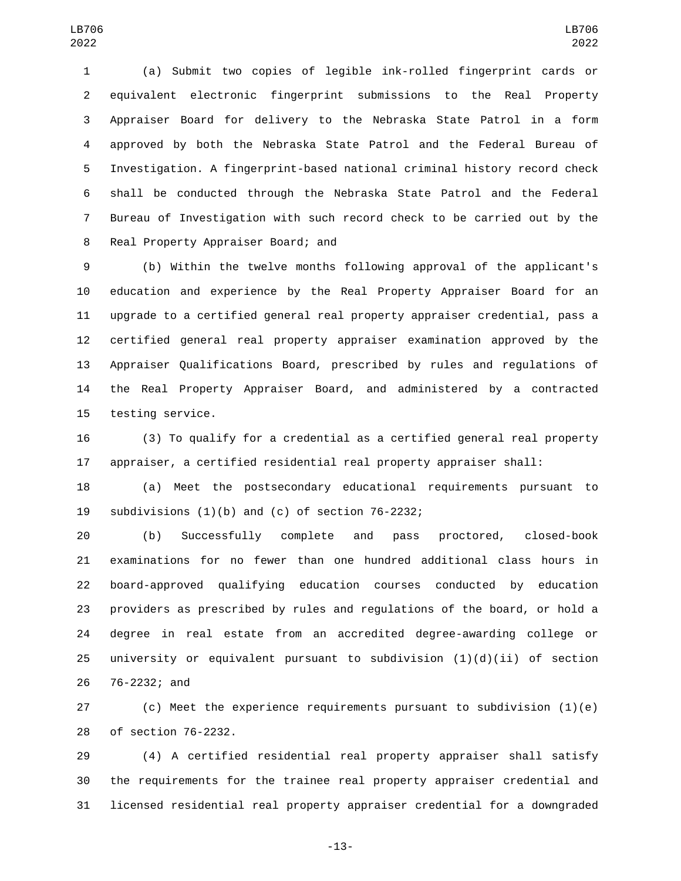(a) Submit two copies of legible ink-rolled fingerprint cards or equivalent electronic fingerprint submissions to the Real Property Appraiser Board for delivery to the Nebraska State Patrol in a form approved by both the Nebraska State Patrol and the Federal Bureau of Investigation. A fingerprint-based national criminal history record check shall be conducted through the Nebraska State Patrol and the Federal Bureau of Investigation with such record check to be carried out by the Real Property Appraiser Board; and

(b) Within the twelve months following approval of the applicant's education and experience by the Real Property Appraiser Board for an upgrade to a certified general real property appraiser credential, pass a certified general real property appraiser examination approved by the Appraiser Qualifications Board, prescribed by rules and regulations of the Real Property Appraiser Board, and administered by a contracted testing service.

(3) To qualify for a credential as a certified general real property appraiser, a certified residential real property appraiser shall:

(a) Meet the postsecondary educational requirements pursuant to subdivisions (1)(b) and (c) of section 76-2232;

(b) Successfully complete and pass proctored, closed-book examinations for no fewer than one hundred additional class hours in board-approved qualifying education courses conducted by education providers as prescribed by rules and regulations of the board, or hold a degree in real estate from an accredited degree-awarding college or university or equivalent pursuant to subdivision (1)(d)(ii) of section 76-2232; and

(c) Meet the experience requirements pursuant to subdivision (1)(e) of section 76-2232.

(4) A certified residential real property appraiser shall satisfy the requirements for the trainee real property appraiser credential and licensed residential real property appraiser credential for a downgraded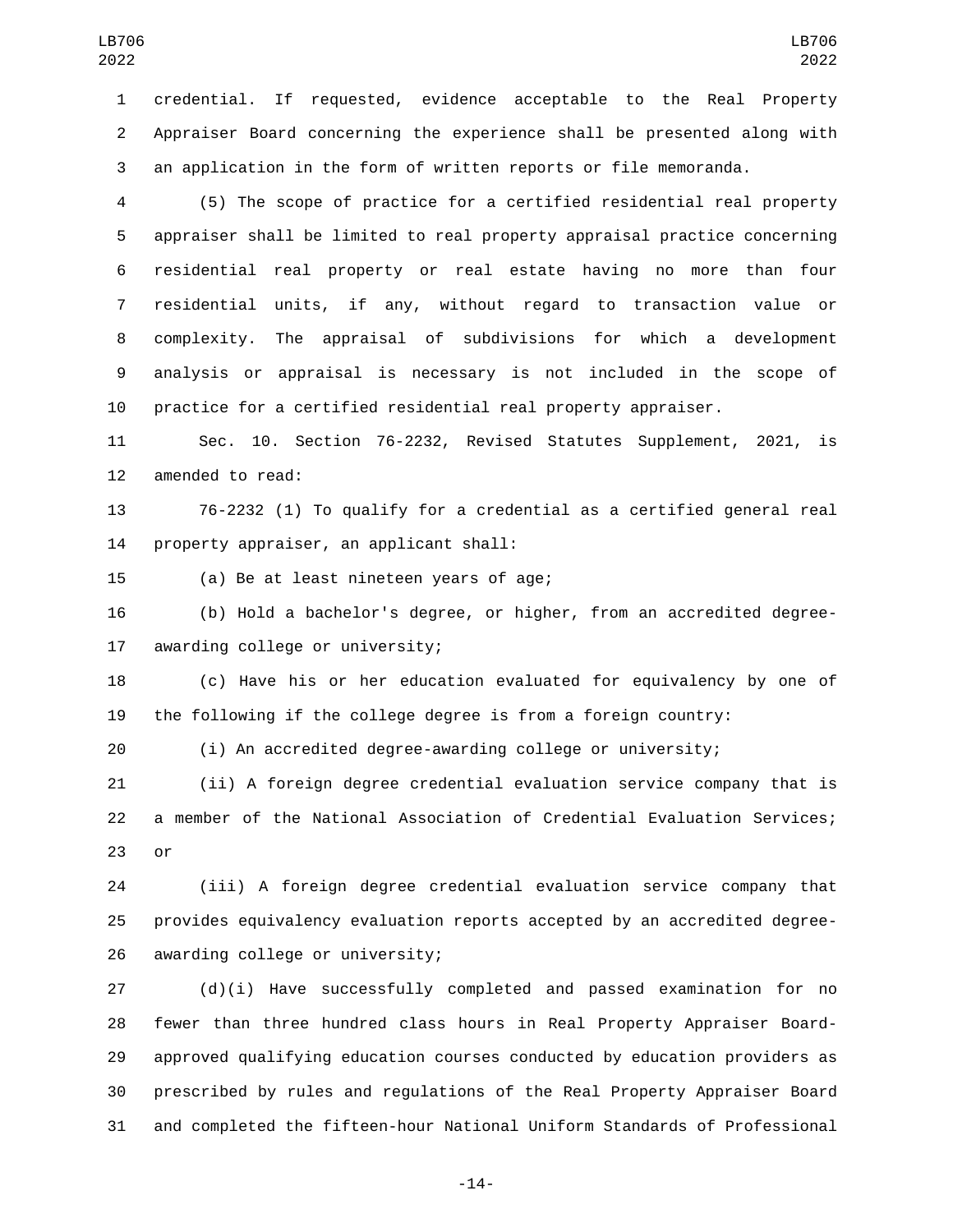credential. If requested, evidence acceptable to the Real Property Appraiser Board concerning the experience shall be presented along with an application in the form of written reports or file memoranda.

(5) The scope of practice for a certified residential real property appraiser shall be limited to real property appraisal practice concerning residential real property or real estate having no more than four residential units, if any, without regard to transaction value or complexity. The appraisal of subdivisions for which a development analysis or appraisal is necessary is not included in the scope of practice for a certified residential real property appraiser.

Sec. 10. Section 76-2232, Revised Statutes Supplement, 2021, is amended to read:

76-2232 (1) To qualify for a credential as a certified general real property appraiser, an applicant shall:

(a) Be at least nineteen years of age;

(b) Hold a bachelor's degree, or higher, from an accredited degree-awarding college or university;

(c) Have his or her education evaluated for equivalency by one of the following if the college degree is from a foreign country:

(i) An accredited degree-awarding college or university;

(ii) A foreign degree credential evaluation service company that is a member of the National Association of Credential Evaluation Services; or

(iii) A foreign degree credential evaluation service company that provides equivalency evaluation reports accepted by an accredited degree-awarding college or university;

(d)(i) Have successfully completed and passed examination for no fewer than three hundred class hours in Real Property Appraiser Board-approved qualifying education courses conducted by education providers as prescribed by rules and regulations of the Real Property Appraiser Board and completed the fifteen-hour National Uniform Standards of Professional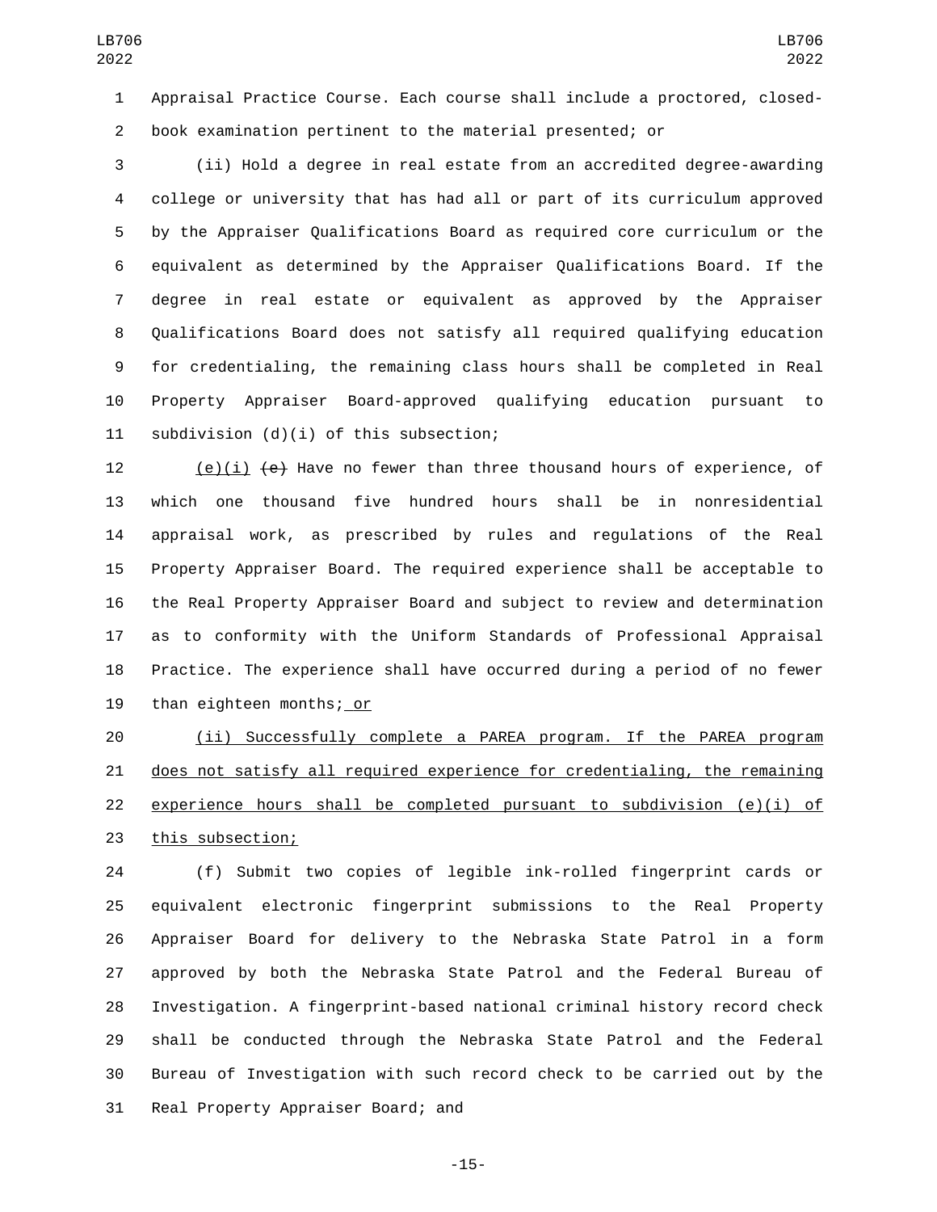Appraisal Practice Course. Each course shall include a proctored, closed-book examination pertinent to the material presented; or

(ii) Hold a degree in real estate from an accredited degree-awarding college or university that has had all or part of its curriculum approved by the Appraiser Qualifications Board as required core curriculum or the equivalent as determined by the Appraiser Qualifications Board. If the degree in real estate or equivalent as approved by the Appraiser Qualifications Board does not satisfy all required qualifying education for credentialing, the remaining class hours shall be completed in Real Property Appraiser Board-approved qualifying education pursuant to subdivision (d)(i) of this subsection;

(e)(i) ~~(e)~~ Have no fewer than three thousand hours of experience, of which one thousand five hundred hours shall be in nonresidential appraisal work, as prescribed by rules and regulations of the Real Property Appraiser Board. The required experience shall be acceptable to the Real Property Appraiser Board and subject to review and determination as to conformity with the Uniform Standards of Professional Appraisal Practice. The experience shall have occurred during a period of no fewer than eighteen months; or

(ii) Successfully complete a PAREA program. If the PAREA program does not satisfy all required experience for credentialing, the remaining experience hours shall be completed pursuant to subdivision (e)(i) of this subsection;

(f) Submit two copies of legible ink-rolled fingerprint cards or equivalent electronic fingerprint submissions to the Real Property Appraiser Board for delivery to the Nebraska State Patrol in a form approved by both the Nebraska State Patrol and the Federal Bureau of Investigation. A fingerprint-based national criminal history record check shall be conducted through the Nebraska State Patrol and the Federal Bureau of Investigation with such record check to be carried out by the Real Property Appraiser Board; and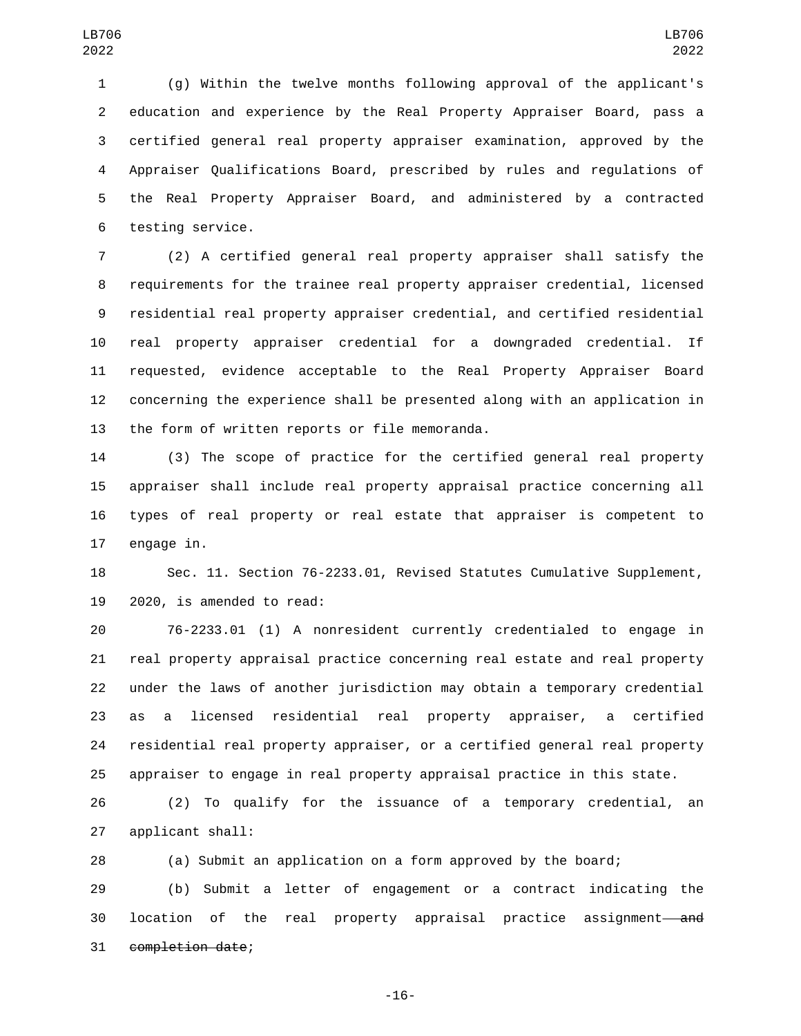(g) Within the twelve months following approval of the applicant's education and experience by the Real Property Appraiser Board, pass a certified general real property appraiser examination, approved by the Appraiser Qualifications Board, prescribed by rules and regulations of the Real Property Appraiser Board, and administered by a contracted testing service.

(2) A certified general real property appraiser shall satisfy the requirements for the trainee real property appraiser credential, licensed residential real property appraiser credential, and certified residential real property appraiser credential for a downgraded credential. If requested, evidence acceptable to the Real Property Appraiser Board concerning the experience shall be presented along with an application in the form of written reports or file memoranda.

(3) The scope of practice for the certified general real property appraiser shall include real property appraisal practice concerning all types of real property or real estate that appraiser is competent to engage in.

Sec. 11. Section 76-2233.01, Revised Statutes Cumulative Supplement, 2020, is amended to read:

76-2233.01 (1) A nonresident currently credentialed to engage in real property appraisal practice concerning real estate and real property under the laws of another jurisdiction may obtain a temporary credential as a licensed residential real property appraiser, a certified residential real property appraiser, or a certified general real property appraiser to engage in real property appraisal practice in this state.

(2) To qualify for the issuance of a temporary credential, an applicant shall:

(a) Submit an application on a form approved by the board;

(b) Submit a letter of engagement or a contract indicating the location of the real property appraisal practice assignment ~~and completion date~~;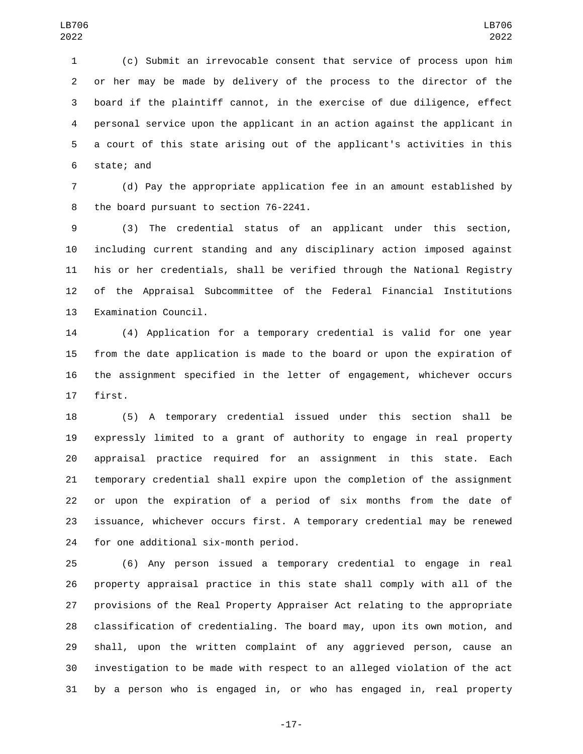(c) Submit an irrevocable consent that service of process upon him or her may be made by delivery of the process to the director of the board if the plaintiff cannot, in the exercise of due diligence, effect personal service upon the applicant in an action against the applicant in a court of this state arising out of the applicant's activities in this state; and

(d) Pay the appropriate application fee in an amount established by the board pursuant to section 76-2241.

(3) The credential status of an applicant under this section, including current standing and any disciplinary action imposed against his or her credentials, shall be verified through the National Registry of the Appraisal Subcommittee of the Federal Financial Institutions Examination Council.

(4) Application for a temporary credential is valid for one year from the date application is made to the board or upon the expiration of the assignment specified in the letter of engagement, whichever occurs first.

(5) A temporary credential issued under this section shall be expressly limited to a grant of authority to engage in real property appraisal practice required for an assignment in this state. Each temporary credential shall expire upon the completion of the assignment or upon the expiration of a period of six months from the date of issuance, whichever occurs first. A temporary credential may be renewed for one additional six-month period.

(6) Any person issued a temporary credential to engage in real property appraisal practice in this state shall comply with all of the provisions of the Real Property Appraiser Act relating to the appropriate classification of credentialing. The board may, upon its own motion, and shall, upon the written complaint of any aggrieved person, cause an investigation to be made with respect to an alleged violation of the act by a person who is engaged in, or who has engaged in, real property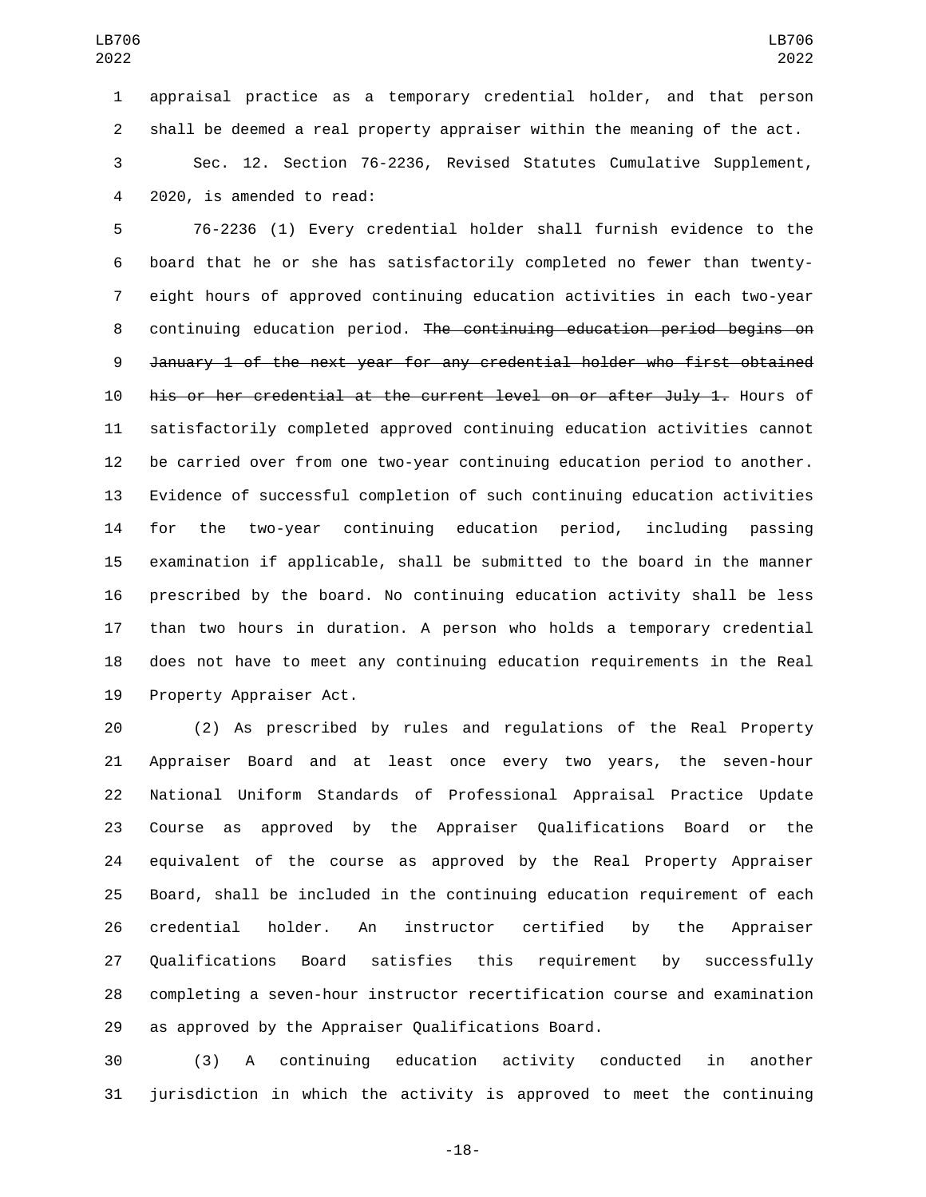appraisal practice as a temporary credential holder, and that person shall be deemed a real property appraiser within the meaning of the act.

Sec. 12. Section 76-2236, Revised Statutes Cumulative Supplement, 2020, is amended to read:

76-2236 (1) Every credential holder shall furnish evidence to the board that he or she has satisfactorily completed no fewer than twenty-eight hours of approved continuing education activities in each two-year continuing education period. ~~The continuing education period begins on January 1 of the next year for any credential holder who first obtained his or her credential at the current level on or after July 1.~~ Hours of satisfactorily completed approved continuing education activities cannot be carried over from one two-year continuing education period to another. Evidence of successful completion of such continuing education activities for the two-year continuing education period, including passing examination if applicable, shall be submitted to the board in the manner prescribed by the board. No continuing education activity shall be less than two hours in duration. A person who holds a temporary credential does not have to meet any continuing education requirements in the Real Property Appraiser Act.

(2) As prescribed by rules and regulations of the Real Property Appraiser Board and at least once every two years, the seven-hour National Uniform Standards of Professional Appraisal Practice Update Course as approved by the Appraiser Qualifications Board or the equivalent of the course as approved by the Real Property Appraiser Board, shall be included in the continuing education requirement of each credential holder. An instructor certified by the Appraiser Qualifications Board satisfies this requirement by successfully completing a seven-hour instructor recertification course and examination as approved by the Appraiser Qualifications Board.

(3) A continuing education activity conducted in another jurisdiction in which the activity is approved to meet the continuing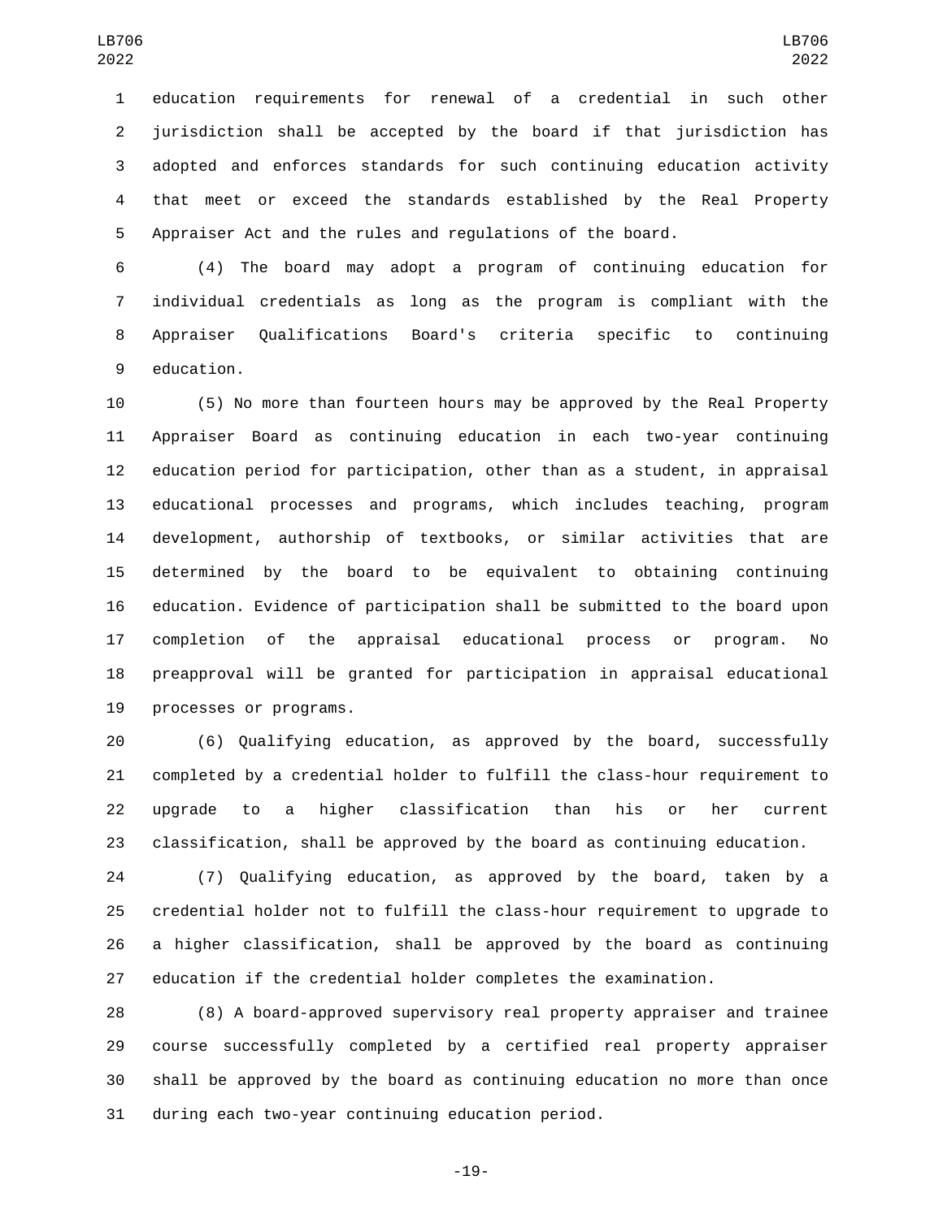education requirements for renewal of a credential in such other jurisdiction shall be accepted by the board if that jurisdiction has adopted and enforces standards for such continuing education activity that meet or exceed the standards established by the Real Property Appraiser Act and the rules and regulations of the board.

(4) The board may adopt a program of continuing education for individual credentials as long as the program is compliant with the Appraiser Qualifications Board's criteria specific to continuing education.

(5) No more than fourteen hours may be approved by the Real Property Appraiser Board as continuing education in each two-year continuing education period for participation, other than as a student, in appraisal educational processes and programs, which includes teaching, program development, authorship of textbooks, or similar activities that are determined by the board to be equivalent to obtaining continuing education. Evidence of participation shall be submitted to the board upon completion of the appraisal educational process or program. No preapproval will be granted for participation in appraisal educational processes or programs.

(6) Qualifying education, as approved by the board, successfully completed by a credential holder to fulfill the class-hour requirement to upgrade to a higher classification than his or her current classification, shall be approved by the board as continuing education.

(7) Qualifying education, as approved by the board, taken by a credential holder not to fulfill the class-hour requirement to upgrade to a higher classification, shall be approved by the board as continuing education if the credential holder completes the examination.

(8) A board-approved supervisory real property appraiser and trainee course successfully completed by a certified real property appraiser shall be approved by the board as continuing education no more than once during each two-year continuing education period.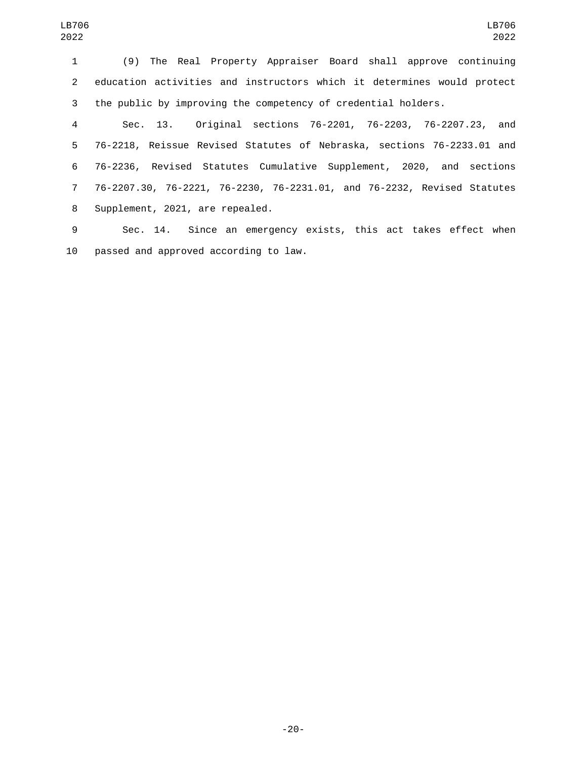(9) The Real Property Appraiser Board shall approve continuing education activities and instructors which it determines would protect the public by improving the competency of credential holders.

Sec. 13. Original sections 76-2201, 76-2203, 76-2207.23, and 76-2218, Reissue Revised Statutes of Nebraska, sections 76-2233.01 and 76-2236, Revised Statutes Cumulative Supplement, 2020, and sections 76-2207.30, 76-2221, 76-2230, 76-2231.01, and 76-2232, Revised Statutes Supplement, 2021, are repealed.

Sec. 14. Since an emergency exists, this act takes effect when passed and approved according to law.